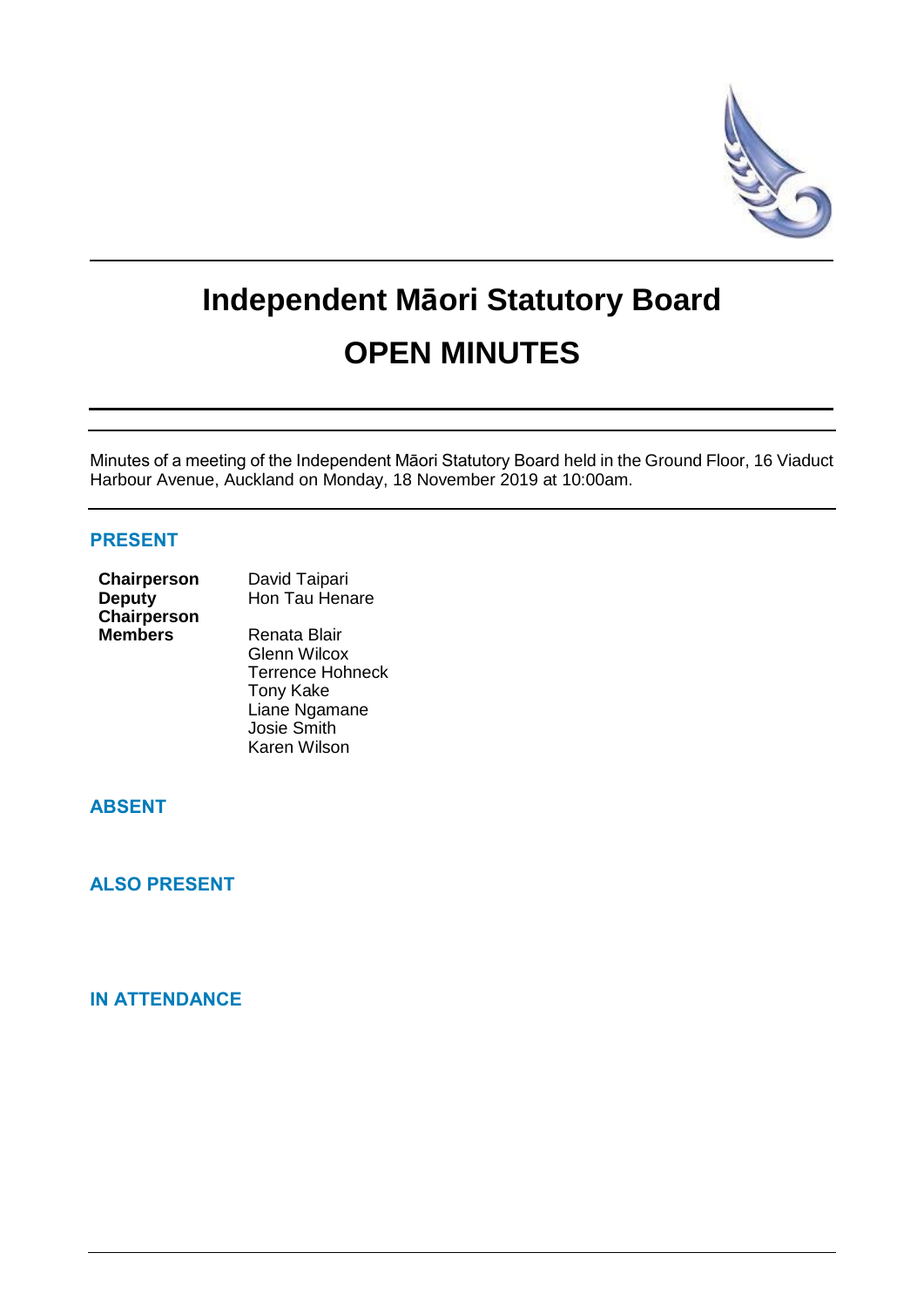# Independent Māori Statutory Board

# OPEN MINUTES

Minutes of a meeting of the Independent Māori Statutory Board held in the Ground Floor, 16 Viaduct Harbour Avenue, Auckland on Monday, 18 November 2019 at 10:00am.

## PRESENT

| | |
|---|---|
| **Chairperson** | David Taipari |
| **Deputy Chairperson** | Hon Tau Henare |
| **Members** | Renata Blair |
| | Glenn Wilcox |
| | Terrence Hohneck |
| | Tony Kake |
| | Liane Ngamane |
| | Josie Smith |
| | Karen Wilson |

## ABSENT

## ALSO PRESENT

## IN ATTENDANCE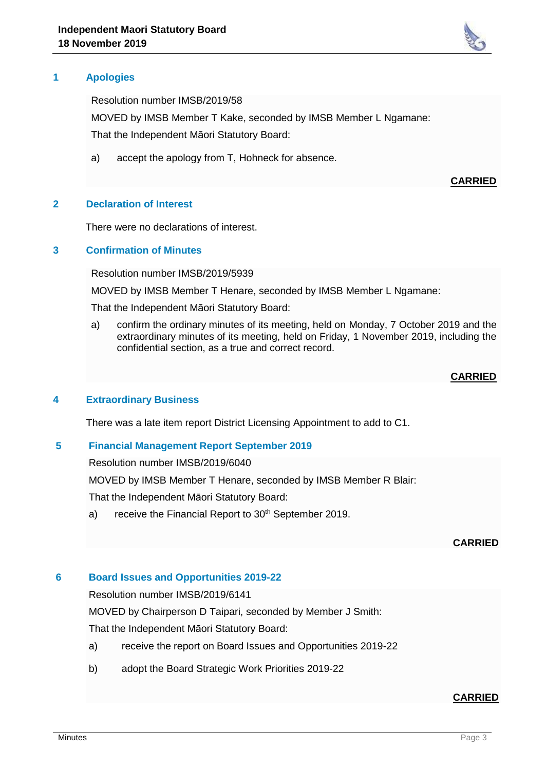## 1 Apologies

Resolution number IMSB/2019/58

MOVED by IMSB Member T Kake, seconded by IMSB Member L Ngamane:

That the Independent Māori Statutory Board:

a) accept the apology from T, Hohneck for absence.

**CARRIED**

## 2 Declaration of Interest

There were no declarations of interest.

## 3 Confirmation of Minutes

Resolution number IMSB/2019/5939

MOVED by IMSB Member T Henare, seconded by IMSB Member L Ngamane:

That the Independent Māori Statutory Board:

a) confirm the ordinary minutes of its meeting, held on Monday, 7 October 2019 and the extraordinary minutes of its meeting, held on Friday, 1 November 2019, including the confidential section, as a true and correct record.

**CARRIED**

## 4 Extraordinary Business

There was a late item report District Licensing Appointment to add to C1.

## 5 Financial Management Report September 2019

Resolution number IMSB/2019/6040

MOVED by IMSB Member T Henare, seconded by IMSB Member R Blair:

That the Independent Māori Statutory Board:

a) receive the Financial Report to 30th September 2019.

**CARRIED**

## 6 Board Issues and Opportunities 2019-22

Resolution number IMSB/2019/6141

MOVED by Chairperson D Taipari, seconded by Member J Smith:

That the Independent Māori Statutory Board:

a) receive the report on Board Issues and Opportunities 2019-22

b) adopt the Board Strategic Work Priorities 2019-22

**CARRIED**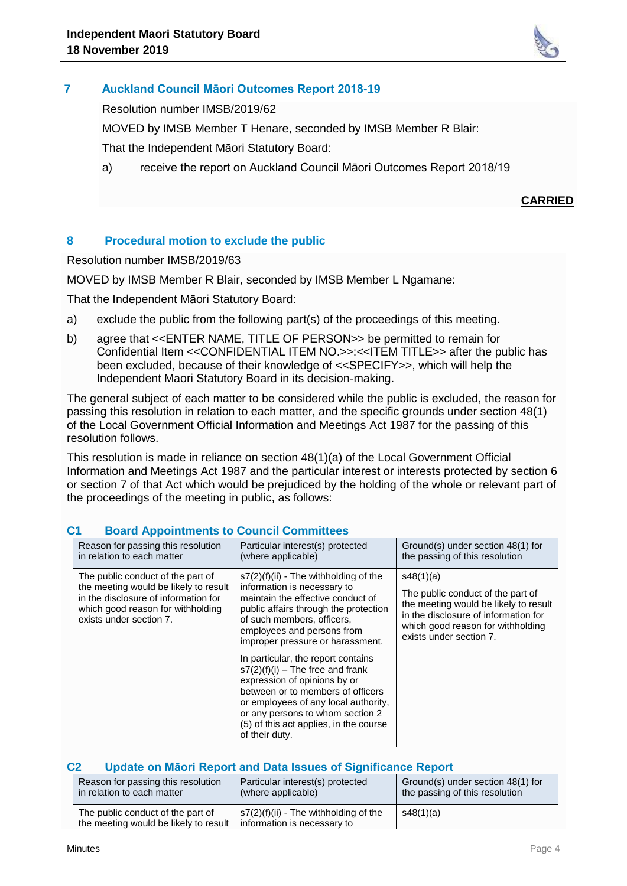## 7 Auckland Council Māori Outcomes Report 2018-19

Resolution number IMSB/2019/62

MOVED by IMSB Member T Henare, seconded by IMSB Member R Blair:

That the Independent Māori Statutory Board:

a) receive the report on Auckland Council Māori Outcomes Report 2018/19

**CARRIED**

## 8 Procedural motion to exclude the public

Resolution number IMSB/2019/63

MOVED by IMSB Member R Blair, seconded by IMSB Member L Ngamane:

That the Independent Māori Statutory Board:

a) exclude the public from the following part(s) of the proceedings of this meeting.

b) agree that <<ENTER NAME, TITLE OF PERSON>> be permitted to remain for Confidential Item <<CONFIDENTIAL ITEM NO.>>:<<ITEM TITLE>> after the public has been excluded, because of their knowledge of <<SPECIFY>>, which will help the Independent Maori Statutory Board in its decision-making.

The general subject of each matter to be considered while the public is excluded, the reason for passing this resolution in relation to each matter, and the specific grounds under section 48(1) of the Local Government Official Information and Meetings Act 1987 for the passing of this resolution follows.

This resolution is made in reliance on section 48(1)(a) of the Local Government Official Information and Meetings Act 1987 and the particular interest or interests protected by section 6 or section 7 of that Act which would be prejudiced by the holding of the whole or relevant part of the proceedings of the meeting in public, as follows:

### C1 Board Appointments to Council Committees

| Reason for passing this resolution in relation to each matter | Particular interest(s) protected (where applicable) | Ground(s) under section 48(1) for the passing of this resolution |
|---|---|---|
| The public conduct of the part of the meeting would be likely to result in the disclosure of information for which good reason for withholding exists under section 7. | s7(2)(f)(ii) - The withholding of the information is necessary to maintain the effective conduct of public affairs through the protection of such members, officers, employees and persons from improper pressure or harassment.<br><br>In particular, the report contains s7(2)(f)(i) – The free and frank expression of opinions by or between or to members of officers or employees of any local authority, or any persons to whom section 2 (5) of this act applies, in the course of their duty. | s48(1)(a)<br><br>The public conduct of the part of the meeting would be likely to result in the disclosure of information for which good reason for withholding exists under section 7. |

### C2 Update on Māori Report and Data Issues of Significance Report

| Reason for passing this resolution in relation to each matter | Particular interest(s) protected (where applicable) | Ground(s) under section 48(1) for the passing of this resolution |
|---|---|---|
| The public conduct of the part of the meeting would be likely to result | s7(2)(f)(ii) - The withholding of the information is necessary to | s48(1)(a) |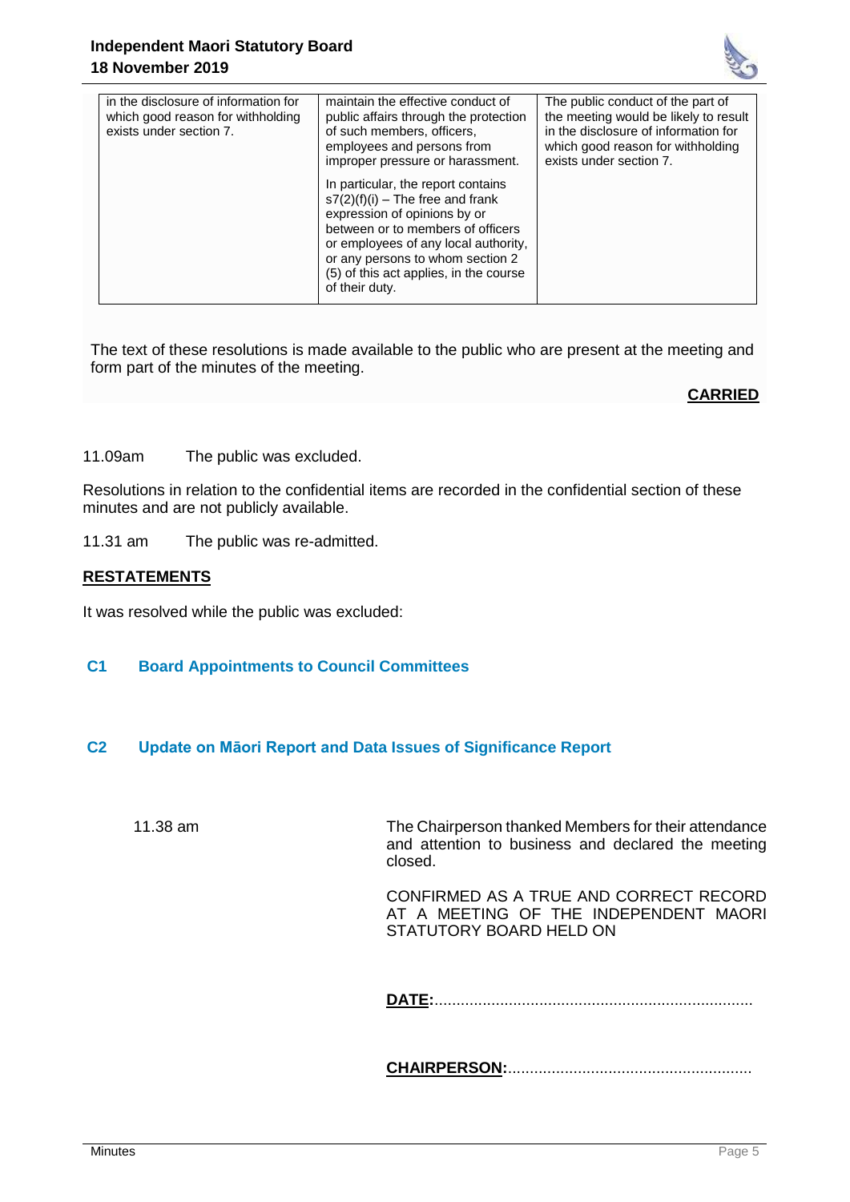| | | |
|---|---|---|
| in the disclosure of information for which good reason for withholding exists under section 7. | maintain the effective conduct of public affairs through the protection of such members, officers, employees and persons from improper pressure or harassment.<br><br>In particular, the report contains s7(2)(f)(i) – The free and frank expression of opinions by or between or to members of officers or employees of any local authority, or any persons to whom section 2 (5) of this act applies, in the course of their duty. | The public conduct of the part of the meeting would be likely to result in the disclosure of information for which good reason for withholding exists under section 7. |

The text of these resolutions is made available to the public who are present at the meeting and form part of the minutes of the meeting.

**CARRIED**

11.09am The public was excluded.

Resolutions in relation to the confidential items are recorded in the confidential section of these minutes and are not publicly available.

11.31 am The public was re-admitted.

**RESTATEMENTS**

It was resolved while the public was excluded:

### C1 Board Appointments to Council Committees

### C2 Update on Māori Report and Data Issues of Significance Report

11.38 am The Chairperson thanked Members for their attendance and attention to business and declared the meeting closed.

CONFIRMED AS A TRUE AND CORRECT RECORD AT A MEETING OF THE INDEPENDENT MAORI STATUTORY BOARD HELD ON

**DATE:**.........................................................................

**CHAIRPERSON:**........................................................